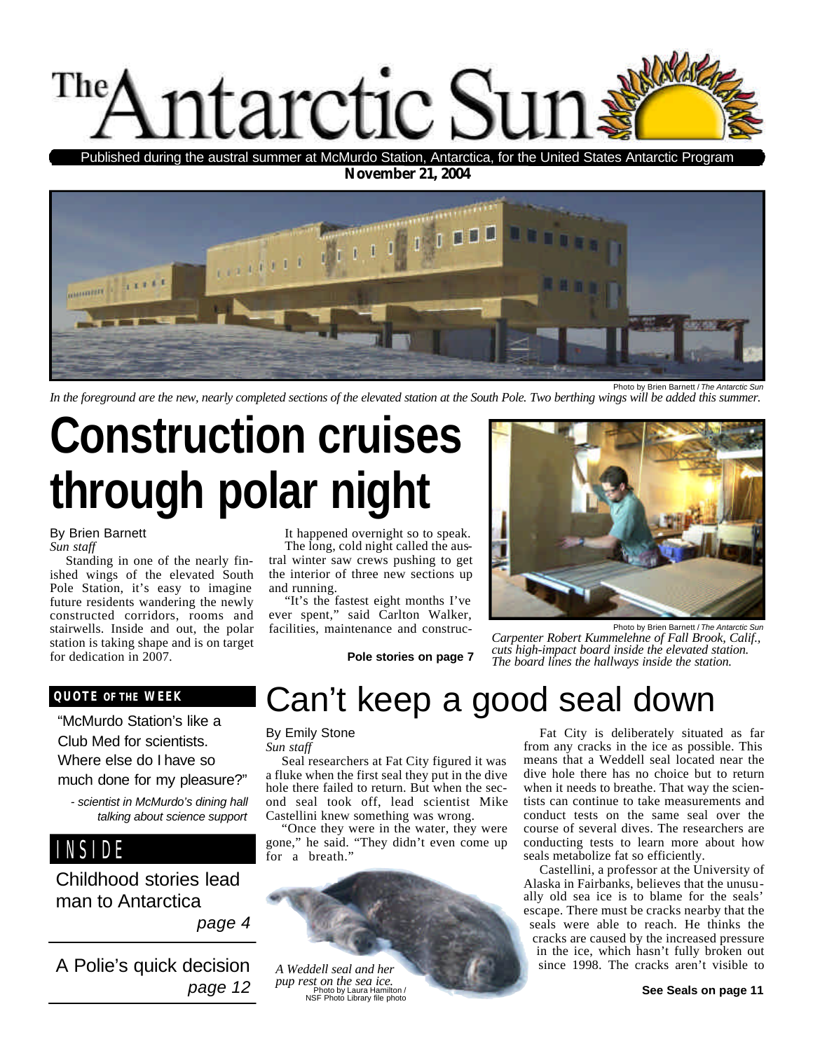# The Antarctic Sun

Published during the austral summer at McMurdo Station, Antarctica, for the United States Antarctic Program

**November 21, 2004**

Photo by Brien Barnett / *The Antarctic Sun*

*In the foreground are the new, nearly completed sections of the elevated station at the South Pole. Two berthing wings will be added this summer.*

# Construction cruises through polar night

By Brien Barnett
*Sun staff*

Standing in one of the nearly finished wings of the elevated South Pole Station, it's easy to imagine future residents wandering the newly constructed corridors, rooms and stairwells. Inside and out, the polar station is taking shape and is on target for dedication in 2007.

It happened overnight so to speak.

The long, cold night called the austral winter saw crews pushing to get the interior of three new sections up and running.

"It's the fastest eight months I've ever spent," said Carlton Walker, facilities, maintenance and construc-

**Pole stories on page 7**

Photo by Brien Barnett / *The Antarctic Sun*

*Carpenter Robert Kummelehne of Fall Brook, Calif., cuts high-impact board inside the elevated station. The board lines the hallways inside the station.*

### QUOTE OF THE WEEK

"McMurdo Station's like a Club Med for scientists. Where else do I have so much done for my pleasure?"

*- scientist in McMurdo's dining hall talking about science support*

### INSIDE

Childhood stories lead man to Antarctica *page 4*

A Polie's quick decision *page 12*

# Can't keep a good seal down

By Emily Stone
*Sun staff*

Seal researchers at Fat City figured it was a fluke when the first seal they put in the dive hole there failed to return. But when the second seal took off, lead scientist Mike Castellini knew something was wrong.

"Once they were in the water, they were gone," he said. "They didn't even come up for a breath."

*A Weddell seal and her pup rest on the sea ice.*
Photo by Laura Hamilton / NSF Photo Library file photo

Fat City is deliberately situated as far from any cracks in the ice as possible. This means that a Weddell seal located near the dive hole there has no choice but to return when it needs to breathe. That way the scientists can continue to take measurements and conduct tests on the same seal over the course of several dives. The researchers are conducting tests to learn more about how seals metabolize fat so efficiently.

Castellini, a professor at the University of Alaska in Fairbanks, believes that the unusually old sea ice is to blame for the seals' escape. There must be cracks nearby that the seals were able to reach. He thinks the cracks are caused by the increased pressure in the ice, which hasn't fully broken out since 1998. The cracks aren't visible to

**See Seals on page 11**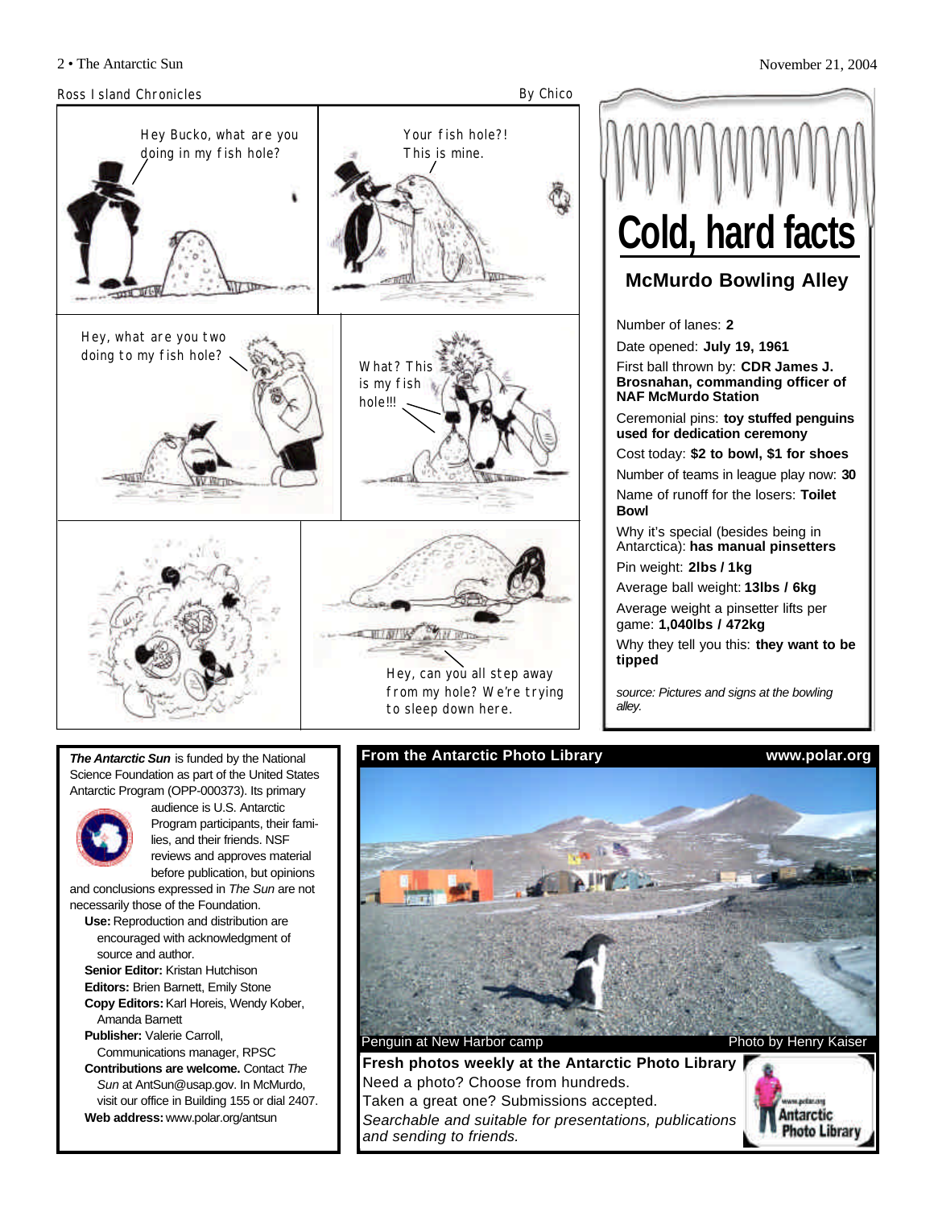## Ross Island Chronicles

By Chico

Hey Bucko, what are you doing in my fish hole?

Your fish hole?! This is mine.

Hey, what are you two doing to my fish hole?

What? This is my fish hole!!!

Hey, can you all step away from my hole? We're trying to sleep down here.

# Cold, hard facts

## McMurdo Bowling Alley

Number of lanes: **2**

Date opened: **July 19, 1961**

First ball thrown by: **CDR James J. Brosnahan, commanding officer of NAF McMurdo Station**

Ceremonial pins: **toy stuffed penguins used for dedication ceremony**

Cost today: **$2 to bowl, $1 for shoes**

Number of teams in league play now: **30**

Name of runoff for the losers: **Toilet Bowl**

Why it's special (besides being in Antarctica): **has manual pinsetters**

Pin weight: **2lbs / 1kg**

Average ball weight: **13lbs / 6kg**

Average weight a pinsetter lifts per game: **1,040lbs / 472kg**

Why they tell you this: **they want to be tipped**

*source: Pictures and signs at the bowling alley.*

***The Antarctic Sun*** is funded by the National Science Foundation as part of the United States Antarctic Program (OPP-000373). Its primary audience is U.S. Antarctic Program participants, their families, and their friends. NSF reviews and approves material before publication, but opinions and conclusions expressed in *The Sun* are not necessarily those of the Foundation.

**Use:** Reproduction and distribution are encouraged with acknowledgment of source and author.

**Senior Editor:** Kristan Hutchison

**Editors:** Brien Barnett, Emily Stone

**Copy Editors:** Karl Horeis, Wendy Kober, Amanda Barnett

**Publisher:** Valerie Carroll, Communications manager, RPSC

**Contributions are welcome.** Contact *The Sun* at AntSun@usap.gov. In McMurdo, visit our office in Building 155 or dial 2407.

**Web address:** www.polar.org/antsun

## From the Antarctic Photo Library

www.polar.org

Penguin at New Harbor camp — Photo by Henry Kaiser

**Fresh photos weekly at the Antarctic Photo Library**

Need a photo? Choose from hundreds.

Taken a great one? Submissions accepted.

*Searchable and suitable for presentations, publications and sending to friends.*

www.polar.org Antarctic Photo Library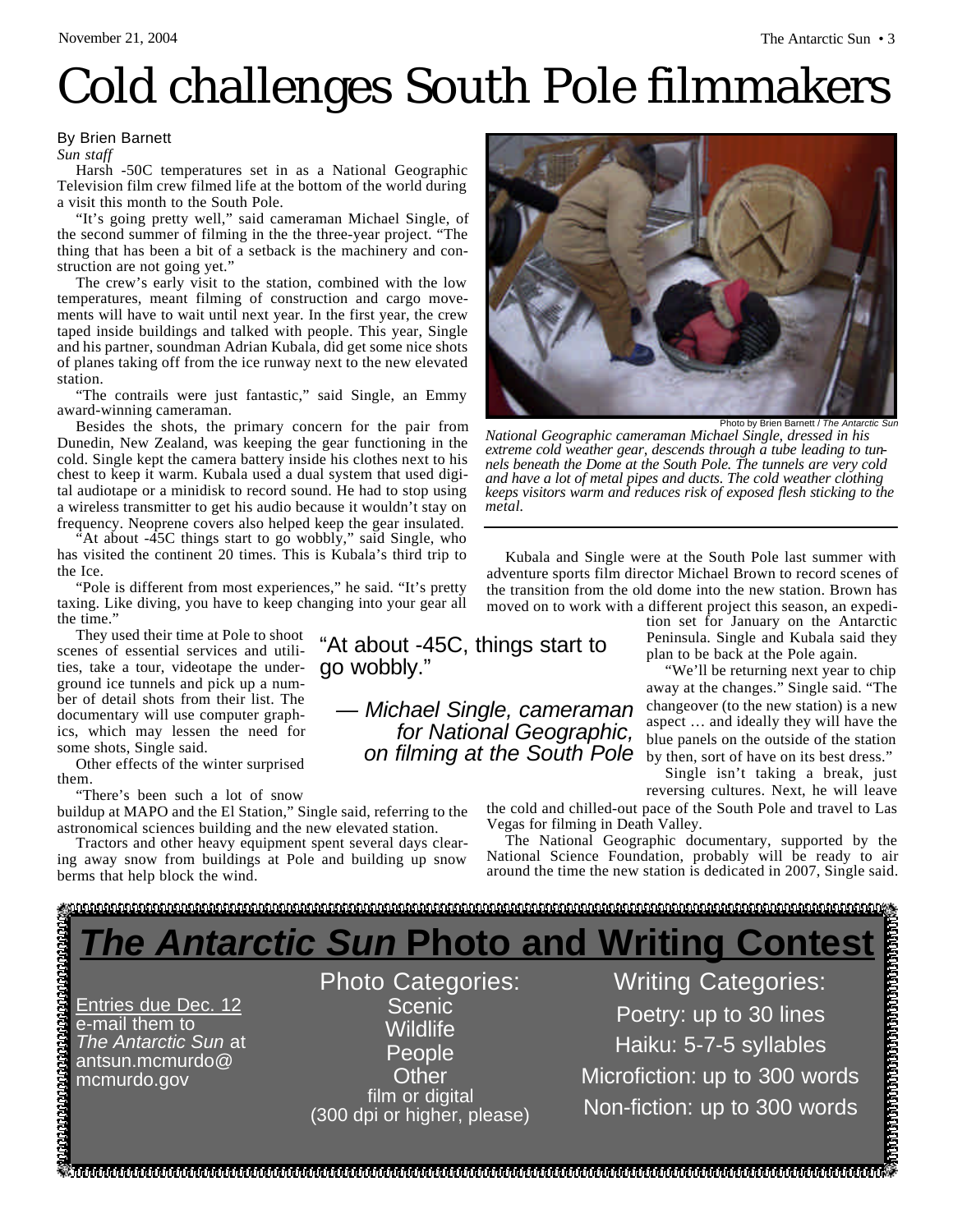# Cold challenges South Pole filmmakers

By Brien Barnett
*Sun staff*

Harsh -50C temperatures set in as a National Geographic Television film crew filmed life at the bottom of the world during a visit this month to the South Pole.

"It's going pretty well," said cameraman Michael Single, of the second summer of filming in the in the three-year project. "The thing that has been a bit of a setback is the machinery and construction are not going yet."

The crew's early visit to the station, combined with the low temperatures, meant filming of construction and cargo movements will have to wait until next year. In the first year, the crew taped inside buildings and talked with people. This year, Single and his partner, soundman Adrian Kubala, did get some nice shots of planes taking off from the ice runway next to the new elevated station.

"The contrails were just fantastic," said Single, an Emmy award-winning cameraman.

Besides the shots, the primary concern for the pair from Dunedin, New Zealand, was keeping the gear functioning in the cold. Single kept the camera battery inside his clothes next to his chest to keep it warm. Kubala used a dual system that used digital audiotape or a minidisk to record sound. He had to stop using a wireless transmitter to get his audio because it wouldn't stay on frequency. Neoprene covers also helped keep the gear insulated.

"At about -45C things start to go wobbly," said Single, who has visited the continent 20 times. This is Kubala's third trip to the Ice.

"Pole is different from most experiences," he said. "It's pretty taxing. Like diving, you have to keep changing into your gear all the time."

They used their time at Pole to shoot scenes of essential services and utilities, take a tour, videotape the underground ice tunnels and pick up a number of detail shots from their list. The documentary will use computer graphics, which may lessen the need for some shots, Single said.

Other effects of the winter surprised them.

"There's been such a lot of snow buildup at MAPO and the El Station," Single said, referring to the astronomical sciences building and the new elevated station.

Tractors and other heavy equipment spent several days clearing away snow from buildings at Pole and building up snow berms that help block the wind.

> "At about -45C, things start to go wobbly."
>
> — *Michael Single, cameraman for National Geographic, on filming at the South Pole*

Photo by Brien Barnett / *The Antarctic Sun*

*National Geographic cameraman Michael Single, dressed in his extreme cold weather gear, descends through a tube leading to tunnels beneath the Dome at the South Pole. The tunnels are very cold and have a lot of metal pipes and ducts. The cold weather clothing keeps visitors warm and reduces risk of exposed flesh sticking to the metal.*

Kubala and Single were at the South Pole last summer with adventure sports film director Michael Brown to record scenes of the transition from the old dome into the new station. Brown has moved on to work with a different project this season, an expedition set for January on the Antarctic Peninsula. Single and Kubala said they plan to be back at the Pole again.

"We'll be returning next year to chip away at the changes." Single said. "The changeover (to the new station) is a new aspect … and ideally they will have the blue panels on the outside of the station by then, sort of have on its best dress."

Single isn't taking a break, just reversing cultures. Next, he will leave the cold and chilled-out pace of the South Pole and travel to Las Vegas for filming in Death Valley.

The National Geographic documentary, supported by the National Science Foundation, probably will be ready to air around the time the new station is dedicated in 2007, Single said.

## *The Antarctic Sun* Photo and Writing Contest

Entries due Dec. 12
e-mail them to *The Antarctic Sun* at antsun.mcmurdo@mcmurdo.gov

**Photo Categories:**
- Scenic
- Wildlife
- People
- Other

film or digital (300 dpi or higher, please)

**Writing Categories:**
- Poetry: up to 30 lines
- Haiku: 5-7-5 syllables
- Microfiction: up to 300 words
- Non-fiction: up to 300 words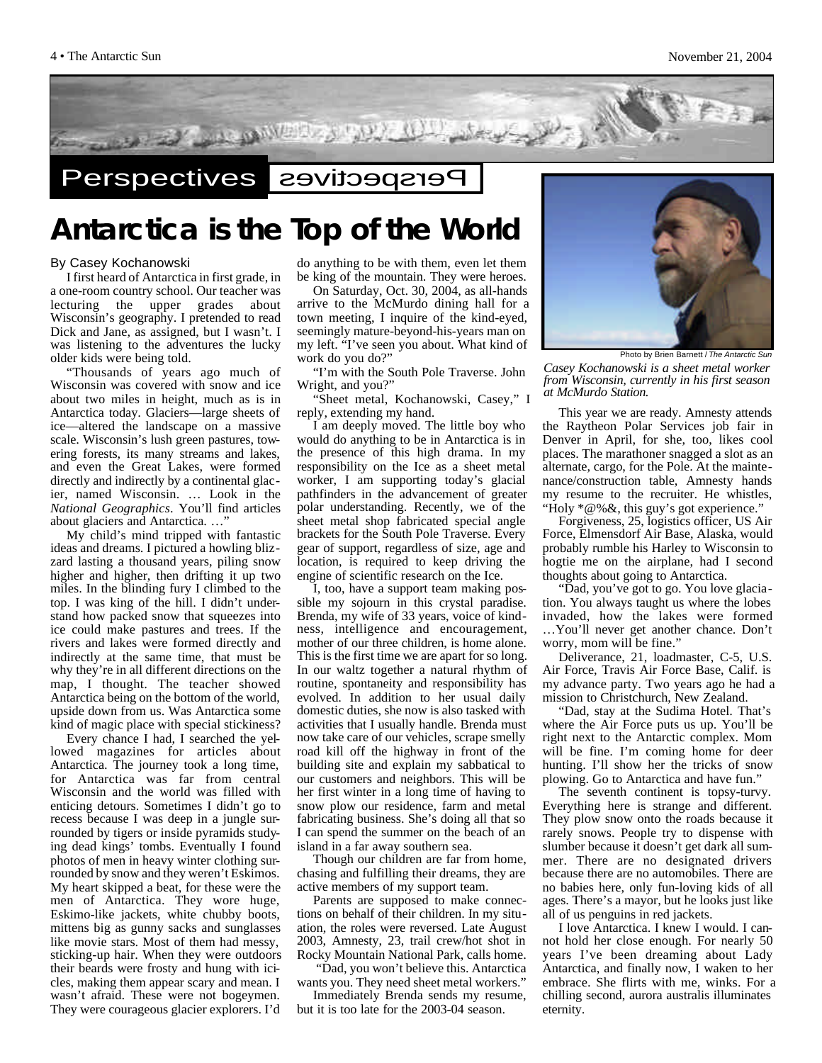Perspectives

# Antarctica is the Top of the World

By Casey Kochanowski

I first heard of Antarctica in first grade, in a one-room country school. Our teacher was lecturing the upper grades about Wisconsin's geography. I pretended to read Dick and Jane, as assigned, but I wasn't. I was listening to the adventures the lucky older kids were being told.

"Thousands of years ago much of Wisconsin was covered with snow and ice about two miles in height, much as is in Antarctica today. Glaciers—large sheets of ice—altered the landscape on a massive scale. Wisconsin's lush green pastures, towering forests, its many streams and lakes, and even the Great Lakes, were formed directly and indirectly by a continental glacier, named Wisconsin. … Look in the *National Geographics*. You'll find articles about glaciers and Antarctica. …"

My child's mind tripped with fantastic ideas and dreams. I pictured a howling blizzard lasting a thousand years, piling snow higher and higher, then drifting it up two miles. In the blinding fury I climbed to the top. I was king of the hill. I didn't understand how packed snow that squeezes into ice could make pastures and trees. If the rivers and lakes were formed directly and indirectly at the same time, that must be why they're in all different directions on the map, I thought. The teacher showed Antarctica being on the bottom of the world, upside down from us. Was Antarctica some kind of magic place with special stickiness?

Every chance I had, I searched the yellowed magazines for articles about Antarctica. The journey took a long time, for Antarctica was far from central Wisconsin and the world was filled with enticing detours. Sometimes I didn't go to recess because I was deep in a jungle surrounded by tigers or inside pyramids studying dead kings' tombs. Eventually I found photos of men in heavy winter clothing surrounded by snow and they weren't Eskimos. My heart skipped a beat, for these were the men of Antarctica. They wore huge, Eskimo-like jackets, white chubby boots, mittens big as gunny sacks and sunglasses like movie stars. Most of them had messy, sticking-up hair. When they were outdoors their beards were frosty and hung with icicles, making them appear scary and mean. I wasn't afraid. These were not bogeymen. They were courageous glacier explorers. I'd do anything to be with them, even let them be king of the mountain. They were heroes.

On Saturday, Oct. 30, 2004, as all-hands arrive to the McMurdo dining hall for a town meeting, I inquire of the kind-eyed, seemingly mature-beyond-his-years man on my left. "I've seen you about. What kind of work do you do?"

"I'm with the South Pole Traverse. John Wright, and you?"

"Sheet metal, Kochanowski, Casey," I reply, extending my hand.

I am deeply moved. The little boy who would do anything to be in Antarctica is in the presence of this high drama. In my responsibility on the Ice as a sheet metal worker, I am supporting today's glacial pathfinders in the advancement of greater polar understanding. Recently, we of the sheet metal shop fabricated special angle brackets for the South Pole Traverse. Every gear of support, regardless of size, age and location, is required to keep driving the engine of scientific research on the Ice.

I, too, have a support team making possible my sojourn in this crystal paradise. Brenda, my wife of 33 years, voice of kindness, intelligence and encouragement, mother of our three children, is home alone. This is the first time we are apart for so long. In our waltz together a natural rhythm of routine, spontaneity and responsibility has evolved. In addition to her usual daily domestic duties, she now is also tasked with activities that I usually handle. Brenda must now take care of our vehicles, scrape smelly road kill off the highway in front of the building site and explain my sabbatical to our customers and neighbors. This will be her first winter in a long time of having to snow plow our residence, farm and metal fabricating business. She's doing all that so I can spend the summer on the beach of an island in a far away southern sea.

Though our children are far from home, chasing and fulfilling their dreams, they are active members of my support team.

Parents are supposed to make connections on behalf of their children. In my situation, the roles were reversed. Late August 2003, Amnesty, 23, trail crew/hot shot in Rocky Mountain National Park, calls home.

"Dad, you won't believe this. Antarctica wants you. They need sheet metal workers."

Immediately Brenda sends my resume, but it is too late for the 2003-04 season.

Photo by Brien Barnett / *The Antarctic Sun*

*Casey Kochanowski is a sheet metal worker from Wisconsin, currently in his first season at McMurdo Station.*

This year we are ready. Amnesty attends the Raytheon Polar Services job fair in Denver in April, for she, too, likes cool places. The marathoner snagged a slot as an alternate, cargo, for the Pole. At the maintenance/construction table, Amnesty hands my resume to the recruiter. He whistles, "Holy *@%&, this guy's got experience."

Forgiveness, 25, logistics officer, US Air Force, Elmensdorf Air Base, Alaska, would probably rumble his Harley to Wisconsin to hogtie me on the airplane, had I second thoughts about going to Antarctica.

"Dad, you've got to go. You love glaciation. You always taught us where the lobes invaded, how the lakes were formed …You'll never get another chance. Don't worry, mom will be fine."

Deliverance, 21, loadmaster, C-5, U.S. Air Force, Travis Air Force Base, Calif. is my advance party. Two years ago he had a mission to Christchurch, New Zealand.

"Dad, stay at the Sudima Hotel. That's where the Air Force puts us up. You'll be right next to the Antarctic complex. Mom will be fine. I'm coming home for deer hunting. I'll show her the tricks of snow plowing. Go to Antarctica and have fun."

The seventh continent is topsy-turvy. Everything here is strange and different. They plow snow onto the roads because it rarely snows. People try to dispense with slumber because it doesn't get dark all summer. There are no designated drivers because there are no automobiles. There are no babies here, only fun-loving kids of all ages. There's a mayor, but he looks just like all of us penguins in red jackets.

I love Antarctica. I knew I would. I cannot hold her close enough. For nearly 50 years I've been dreaming about Lady Antarctica, and finally now, I waken to her embrace. She flirts with me, winks. For a chilling second, aurora australis illuminates eternity.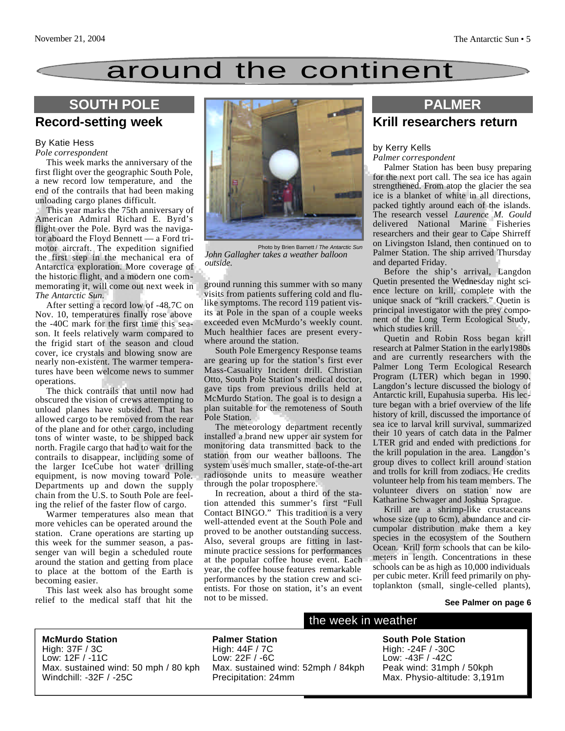# around the continent

## SOUTH POLE

### Record-setting week

By Katie Hess
*Pole correspondent*

This week marks the anniversary of the first flight over the geographic South Pole, a new record low temperature, and the end of the contrails that had been making unloading cargo planes difficult.

This year marks the 75th anniversary of American Admiral Richard E. Byrd's flight over the Pole. Byrd was the navigator aboard the Floyd Bennett — a Ford tri-motor aircraft. The expedition signified the first step in the mechanical era of Antarctica exploration. More coverage of the historic flight, and a modern one commemorating it, will come out next week in *The Antarctic Sun.*

After setting a record low of -48.7C on Nov. 10, temperatures finally rose above the -40C mark for the first time this season. It feels relatively warm compared to the frigid start of the season and cloud cover, ice crystals and blowing snow are nearly non-existent. The warmer temperatures have been welcome news to summer operations.

The thick contrails that until now had obscured the vision of crews attempting to unload planes have subsided. That has allowed cargo to be removed from the rear of the plane and for other cargo, including tons of winter waste, to be shipped back north. Fragile cargo that had to wait for the contrails to disappear, including some of the larger IceCube hot water drilling equipment, is now moving toward Pole. Departments up and down the supply chain from the U.S. to South Pole are feeling the relief of the faster flow of cargo.

Warmer temperatures also mean that more vehicles can be operated around the station. Crane operations are starting up this week for the summer season, a passenger van will begin a scheduled route around the station and getting from place to place at the bottom of the Earth is becoming easier.

This last week also has brought some relief to the medical staff that hit the ground running this summer with so many visits from patients suffering cold and flu-like symptoms. The record 119 patient visits at Pole in the span of a couple weeks exceeded even McMurdo's weekly count. Much healthier faces are present everywhere around the station.

South Pole Emergency Response teams are gearing up for the station's first ever Mass-Casuality Incident drill. Christian Otto, South Pole Station's medical doctor, gave tips from previous drills held at McMurdo Station. The goal is to design a plan suitable for the remoteness of South Pole Station.

The meteorology department recently installed a brand new upper air system for monitoring data transmitted back to the station from our weather balloons. The system uses much smaller, state-of-the-art radiosonde units to measure weather through the polar troposphere.

In recreation, about a third of the station attended this summer's first "Full Contact BINGO." This tradition is a very well-attended event at the South Pole and proved to be another outstanding success. Also, several groups are fitting in last-minute practice sessions for performances at the popular coffee house event. Each year, the coffee house features remarkable performances by the station crew and scientists. For those on station, it's an event not to be missed.

Photo by Brien Barnett / *The Antarctic Sun*
*John Gallagher takes a weather balloon outside.*

## PALMER

### Krill researchers return

by Kerry Kells
*Palmer correspondent*

Palmer Station has been busy preparing for the next port call. The sea ice has again strengthened. From atop the glacier the sea ice is a blanket of white in all directions, packed tightly around each of the islands. The research vessel *Laurence M. Gould* delivered National Marine Fisheries researchers and their gear to Cape Shirreff on Livingston Island, then continued on to Palmer Station. The ship arrived Thursday and departed Friday.

Before the ship's arrival, Langdon Quetin presented the Wednesday night science lecture on krill, complete with the unique snack of "krill crackers." Quetin is principal investigator with the prey component of the Long Term Ecological Study, which studies krill.

Quetin and Robin Ross began krill research at Palmer Station in the early1980s and are currently researchers with the Palmer Long Term Ecological Research Program (LTER) which began in 1990. Langdon's lecture discussed the biology of Antarctic krill, Eupahusia superba. His lecture began with a brief overview of the life history of krill, discussed the importance of sea ice to larval krill survival, summarized their 10 years of catch data in the Palmer LTER grid and ended with predictions for the krill population in the area. Langdon's group dives to collect krill around station and trolls for krill from zodiacs. He credits volunteer help from his team members. The volunteer divers on station now are Katharine Schwager and Joshua Sprague.

Krill are a shrimp-like crustaceans whose size (up to 6cm), abundance and circumpolar distribution make them a key species in the ecosystem of the Southern Ocean. Krill form schools that can be kilometers in length. Concentrations in these schools can be as high as 10,000 individuals per cubic meter. Krill feed primarily on phytoplankton (small, single-celled plants),

**See Palmer on page 6**

## the week in weather

**McMurdo Station**
High: 37F / 3C
Low: 12F / -11C
Max. sustained wind: 50 mph / 80 kph
Windchill: -32F / -25C

**Palmer Station**
High: 44F / 7C
Low: 22F / -6C
Max. sustained wind: 52mph / 84kph
Precipitation: 24mm

**South Pole Station**
High: -24F / -30C
Low: -43F / -42C
Peak wind: 31mph / 50kph
Max. Physio-altitude: 3,191m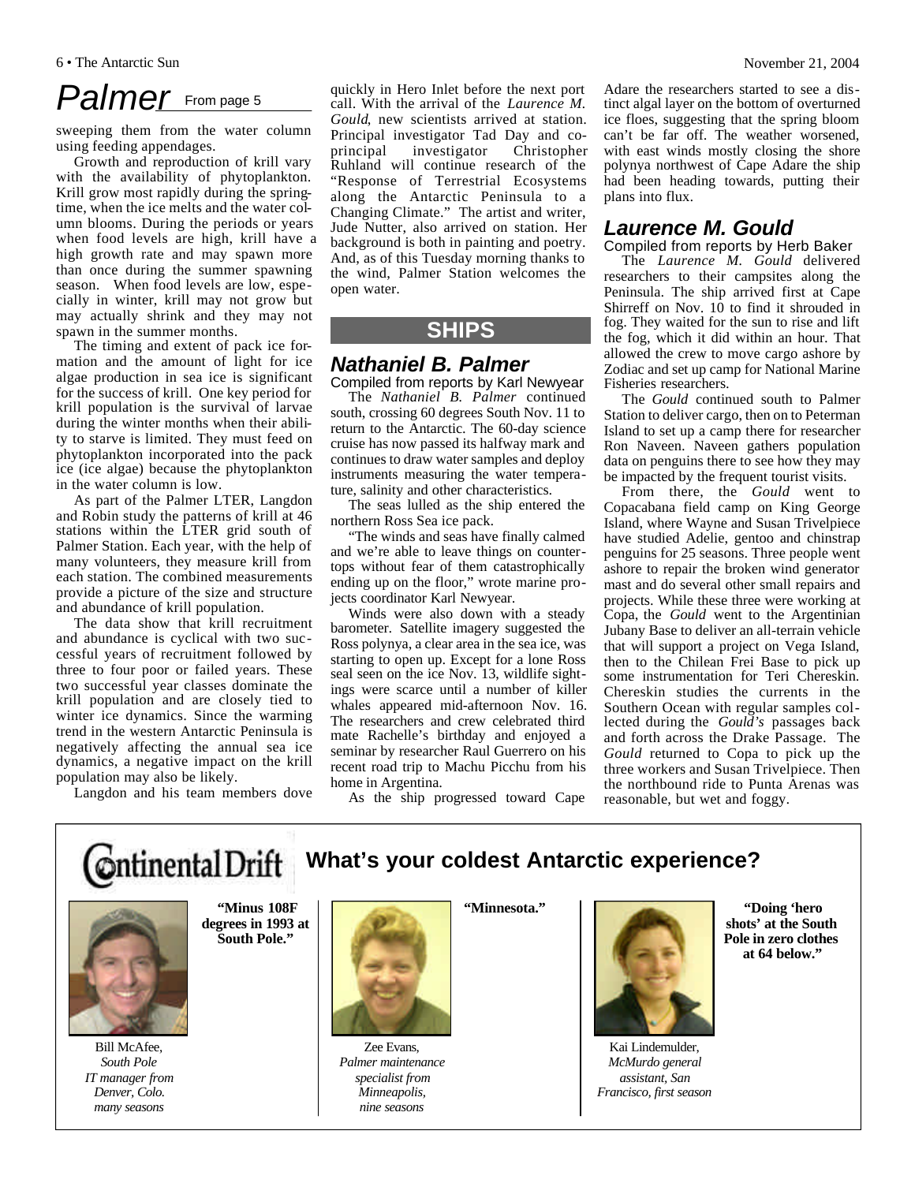# Palmer

From page 5

sweeping them from the water column using feeding appendages.

Growth and reproduction of krill vary with the availability of phytoplankton. Krill grow most rapidly during the springtime, when the ice melts and the water column blooms. During the periods or years when food levels are high, krill have a high growth rate and may spawn more than once during the summer spawning season. When food levels are low, especially in winter, krill may not grow but may actually shrink and they may not spawn in the summer months.

The timing and extent of pack ice formation and the amount of light for ice algae production in sea ice is significant for the success of krill. One key period for krill population is the survival of larvae during the winter months when their ability to starve is limited. They must feed on phytoplankton incorporated into the pack ice (ice algae) because the phytoplankton in the water column is low.

As part of the Palmer LTER, Langdon and Robin study the patterns of krill at 46 stations within the LTER grid south of Palmer Station. Each year, with the help of many volunteers, they measure krill from each station. The combined measurements provide a picture of the size and structure and abundance of krill population.

The data show that krill recruitment and abundance is cyclical with two successful years of recruitment followed by three to four poor or failed years. These two successful year classes dominate the krill population and are closely tied to winter ice dynamics. Since the warming trend in the western Antarctic Peninsula is negatively affecting the annual sea ice dynamics, a negative impact on the krill population may also be likely.

Langdon and his team members dove quickly in Hero Inlet before the next port call. With the arrival of the *Laurence M. Gould*, new scientists arrived at station. Principal investigator Tad Day and co-principal investigator Christopher Ruhland will continue research of the "Response of Terrestrial Ecosystems along the Antarctic Peninsula to a Changing Climate." The artist and writer, Jude Nutter, also arrived on station. Her background is both in painting and poetry. And, as of this Tuesday morning thanks to the wind, Palmer Station welcomes the open water.

## SHIPS

### Nathaniel B. Palmer

Compiled from reports by Karl Newyear

The *Nathaniel B. Palmer* continued south, crossing 60 degrees South Nov. 11 to return to the Antarctic. The 60-day science cruise has now passed its halfway mark and continues to draw water samples and deploy instruments measuring the water temperature, salinity and other characteristics.

The seas lulled as the ship entered the northern Ross Sea ice pack.

"The winds and seas have finally calmed and we're able to leave things on countertops without fear of them catastrophically ending up on the floor," wrote marine projects coordinator Karl Newyear.

Winds were also down with a steady barometer. Satellite imagery suggested the Ross polynya, a clear area in the sea ice, was starting to open up. Except for a lone Ross seal seen on the ice Nov. 13, wildlife sightings were scarce until a number of killer whales appeared mid-afternoon Nov. 16. The researchers and crew celebrated third mate Rachelle's birthday and enjoyed a seminar by researcher Raul Guerrero on his recent road trip to Machu Picchu from his home in Argentina.

As the ship progressed toward Cape Adare the researchers started to see a distinct algal layer on the bottom of overturned ice floes, suggesting that the spring bloom can't be far off. The weather worsened, with east winds mostly closing the shore polynya northwest of Cape Adare the ship had been heading towards, putting their plans into flux.

### Laurence M. Gould

Compiled from reports by Herb Baker

The *Laurence M. Gould* delivered researchers to their campsites along the Peninsula. The ship arrived first at Cape Shirreff on Nov. 10 to find it shrouded in fog. They waited for the sun to rise and lift the fog, which it did within an hour. That allowed the crew to move cargo ashore by Zodiac and set up camp for National Marine Fisheries researchers.

The *Gould* continued south to Palmer Station to deliver cargo, then on to Peterman Island to set up a camp there for researcher Ron Naveen. Naveen gathers population data on penguins there to see how they may be impacted by the frequent tourist visits.

From there, the *Gould* went to Copacabana field camp on King George Island, where Wayne and Susan Trivelpiece have studied Adelie, gentoo and chinstrap penguins for 25 seasons. Three people went ashore to repair the broken wind generator mast and do several other small repairs and projects. While these three were working at Copa, the *Gould* went to the Argentinian Jubany Base to deliver an all-terrain vehicle that will support a project on Vega Island, then to the Chilean Frei Base to pick up some instrumentation for Teri Chereskin. Chereskin studies the currents in the Southern Ocean with regular samples collected during the *Gould's* passages back and forth across the Drake Passage. The *Gould* returned to Copa to pick up the three workers and Susan Trivelpiece. Then the northbound ride to Punta Arenas was reasonable, but wet and foggy.

## Continental Drift

### What's your coldest Antarctic experience?

**"Minus 108F degrees in 1993 at South Pole."**

Bill McAfee, *South Pole IT manager from Denver, Colo. many seasons*

**"Minnesota."**

Zee Evans, *Palmer maintenance specialist from Minneapolis, nine seasons*

**"Doing 'hero shots' at the South Pole in zero clothes at 64 below."**

Kai Lindemulder, *McMurdo general assistant, San Francisco, first season*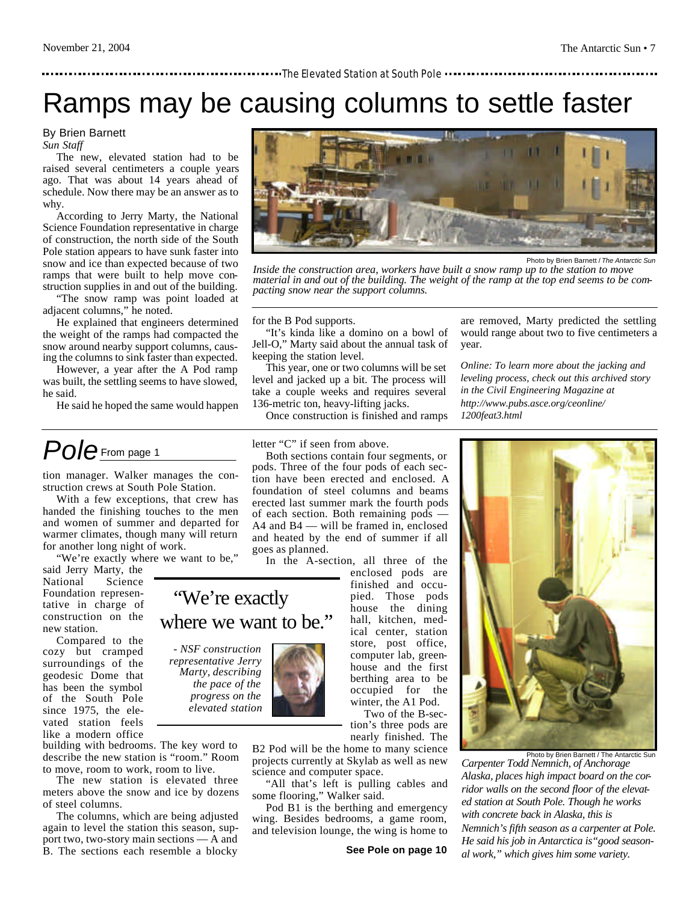The Elevated Station at South Pole

# Ramps may be causing columns to settle faster

By Brien Barnett
*Sun Staff*

The new, elevated station had to be raised several centimeters a couple years ago. That was about 14 years ahead of schedule. Now there may be an answer as to why.

According to Jerry Marty, the National Science Foundation representative in charge of construction, the north side of the South Pole station appears to have sunk faster into snow and ice than expected because of two ramps that were built to help move construction supplies in and out of the building.

"The snow ramp was point loaded at adjacent columns," he noted.

He explained that engineers determined the weight of the ramps had compacted the snow around nearby support columns, causing the columns to sink faster than expected.

However, a year after the A Pod ramp was built, the settling seems to have slowed, he said.

He said he hoped the same would happen for the B Pod supports.

"It's kinda like a domino on a bowl of Jell-O," Marty said about the annual task of keeping the station level.

This year, one or two columns will be set level and jacked up a bit. The process will take a couple weeks and requires several 136-metric ton, heavy-lifting jacks.

Once construction is finished and ramps are removed, Marty predicted the settling would range about two to five centimeters a year.

Photo by Brien Barnett / *The Antarctic Sun*

*Inside the construction area, workers have built a snow ramp up to the station to move material in and out of the building. The weight of the ramp at the top end seems to be compacting snow near the support columns.*

*Online: To learn more about the jacking and leveling process, check out this archived story in the Civil Engineering Magazine at http://www.pubs.asce.org/ceonline/1200feat3.html*

---

## *Pole* From page 1

tion manager. Walker manages the construction crews at South Pole Station.

With a few exceptions, that crew has handed the finishing touches to the men and women of summer and departed for warmer climates, though many will return for another long night of work.

"We're exactly where we want to be," said Jerry Marty, the National Science Foundation representative in charge of construction on the new station.

> "We're exactly where we want to be."
>
> *- NSF construction representative Jerry Marty, describing the pace of the progress on the elevated station*

Compared to the cozy but cramped surroundings of the geodesic Dome that has been the symbol of the South Pole since 1975, the elevated station feels like a modern office building with bedrooms. The key word to describe the new station is "room." Room to move, room to work, room to live.

The new station is elevated three meters above the snow and ice by dozens of steel columns.

The columns, which are being adjusted again to level the station this season, support two, two-story main sections — A and B. The sections each resemble a blocky letter "C" if seen from above.

Both sections contain four segments, or pods. Three of the four pods of each section have been erected and enclosed. A foundation of steel columns and beams erected last summer mark the fourth pods of each section. Both remaining pods — A4 and B4 — will be framed in, enclosed and heated by the end of summer if all goes as planned.

In the A-section, all three of the enclosed pods are finished and occupied. Those pods house the dining hall, kitchen, medical center, station store, post office, computer lab, greenhouse and the first berthing area to be occupied for the winter, the A1 Pod.

Two of the B-section's three pods are nearly finished. The B2 Pod will be the home to many science projects currently at Skylab as well as new science and computer space.

"All that's left is pulling cables and some flooring," Walker said.

Pod B1 is the berthing and emergency wing. Besides bedrooms, a game room, and television lounge, the wing is home to

**See Pole on page 10**

Photo by Brien Barnett / The Antarctic Sun

*Carpenter Todd Nemnich, of Anchorage Alaska, places high impact board on the corridor walls on the second floor of the elevated station at South Pole. Though he works with concrete back in Alaska, this is Nemnich's fifth season as a carpenter at Pole. He said his job in Antarctica is "good seasonal work," which gives him some variety.*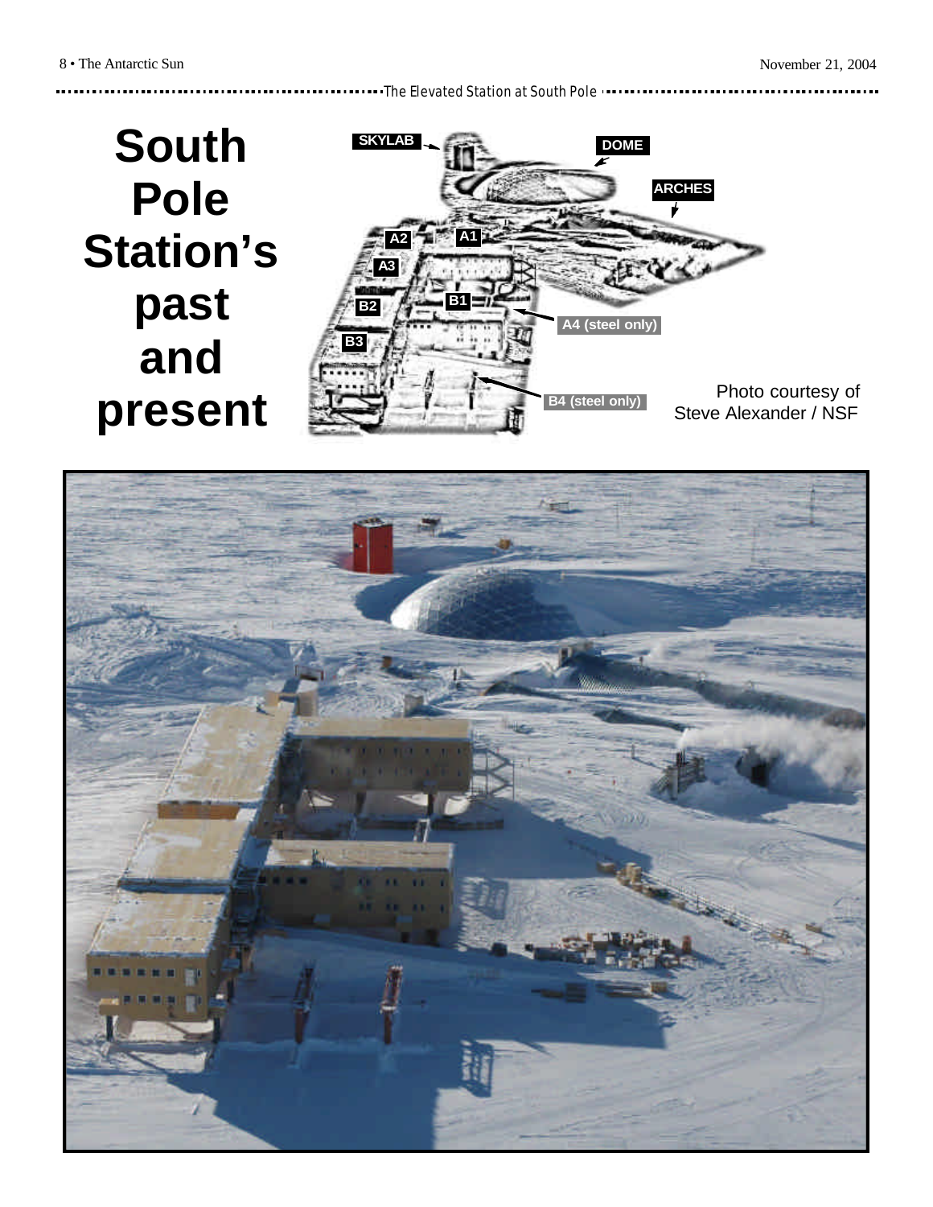# South Pole Station's past and present

SKYLAB

DOME

ARCHES

A1

A2

A3

B1

B2

B3

A4 (steel only)

B4 (steel only)

Photo courtesy of Steve Alexander / NSF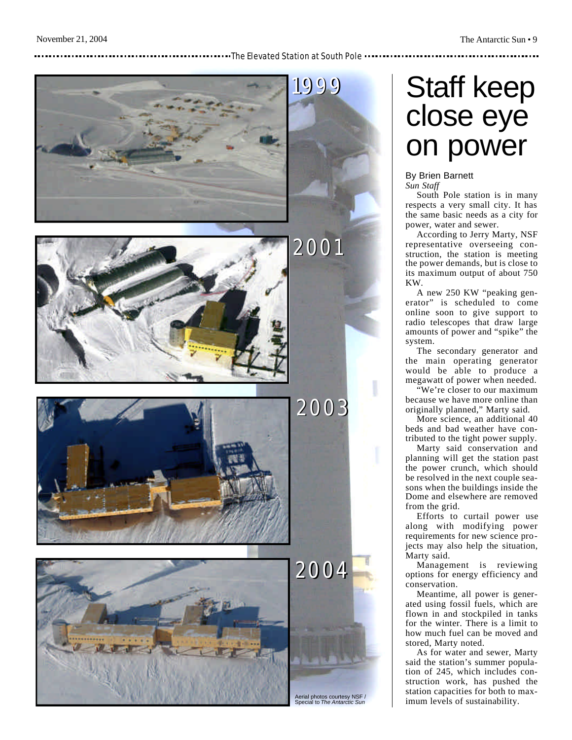The Elevated Station at South Pole

1999

2001

2003

2004

Aerial photos courtesy NSF / Special to *The Antarctic Sun*

# Staff keep close eye on power

By Brien Barnett
*Sun Staff*

South Pole station is in many respects a very small city. It has the same basic needs as a city for power, water and sewer.

According to Jerry Marty, NSF representative overseeing construction, the station is meeting the power demands, but is close to its maximum output of about 750 KW.

A new 250 KW "peaking generator" is scheduled to come online soon to give support to radio telescopes that draw large amounts of power and "spike" the system.

The secondary generator and the main operating generator would be able to produce a megawatt of power when needed.

"We're closer to our maximum because we have more online than originally planned," Marty said.

More science, an additional 40 beds and bad weather have contributed to the tight power supply.

Marty said conservation and planning will get the station past the power crunch, which should be resolved in the next couple seasons when the buildings inside the Dome and elsewhere are removed from the grid.

Efforts to curtail power use along with modifying power requirements for new science projects may also help the situation, Marty said.

Management is reviewing options for energy efficiency and conservation.

Meantime, all power is generated using fossil fuels, which are flown in and stockpiled in tanks for the winter. There is a limit to how much fuel can be moved and stored, Marty noted.

As for water and sewer, Marty said the station's summer population of 245, which includes construction work, has pushed the station capacities for both to maximum levels of sustainability.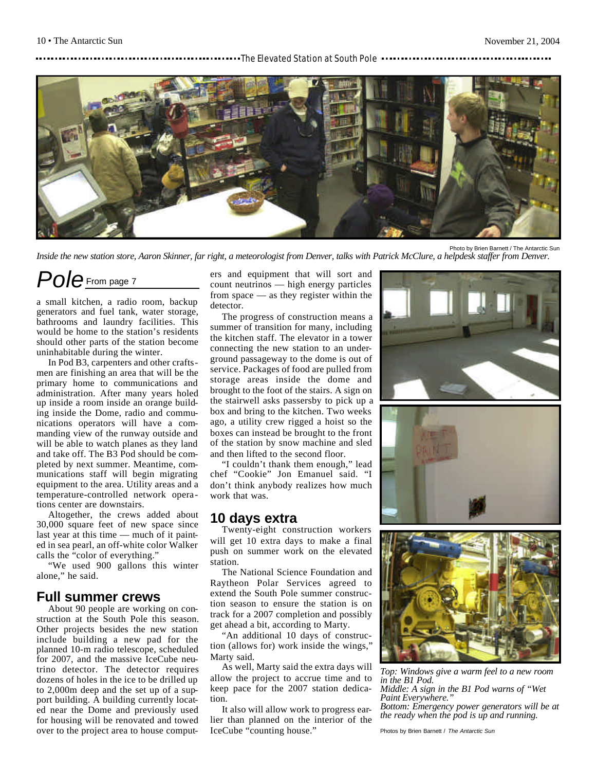The Elevated Station at South Pole

Photo by Brien Barnett / The Antarctic Sun

*Inside the new station store, Aaron Skinner, far right, a meteorologist from Denver, talks with Patrick McClure, a helpdesk staffer from Denver.*

# Pole From page 7

a small kitchen, a radio room, backup generators and fuel tank, water storage, bathrooms and laundry facilities. This would be home to the station's residents should other parts of the station become uninhabitable during the winter.

In Pod B3, carpenters and other craftsmen are finishing an area that will be the primary home to communications and administration. After many years holed up inside a room inside an orange building inside the Dome, radio and communications operators will have a commanding view of the runway outside and will be able to watch planes as they land and take off. The B3 Pod should be completed by next summer. Meantime, communications staff will begin migrating equipment to the area. Utility areas and a temperature-controlled network operations center are downstairs.

Altogether, the crews added about 30,000 square feet of new space since last year at this time — much of it painted in sea pearl, an off-white color Walker calls the "color of everything."

"We used 900 gallons this winter alone," he said.

## Full summer crews

About 90 people are working on construction at the South Pole this season. Other projects besides the new station include building a new pad for the planned 10-m radio telescope, scheduled for 2007, and the massive IceCube neutrino detector. The detector requires dozens of holes in the ice to be drilled up to 2,000m deep and the set up of a support building. A building currently located near the Dome and previously used for housing will be renovated and towed over to the project area to house computers and equipment that will sort and count neutrinos — high energy particles from space — as they register within the detector.

The progress of construction means a summer of transition for many, including the kitchen staff. The elevator in a tower connecting the new station to an underground passageway to the dome is out of service. Packages of food are pulled from storage areas inside the dome and brought to the foot of the stairs. A sign on the stairwell asks passersby to pick up a box and bring to the kitchen. Two weeks ago, a utility crew rigged a hoist so the boxes can instead be brought to the front of the station by snow machine and sled and then lifted to the second floor.

"I couldn't thank them enough," lead chef "Cookie" Jon Emanuel said. "I don't think anybody realizes how much work that was.

## 10 days extra

Twenty-eight construction workers will get 10 extra days to make a final push on summer work on the elevated station.

The National Science Foundation and Raytheon Polar Services agreed to extend the South Pole summer construction season to ensure the station is on track for a 2007 completion and possibly get ahead a bit, according to Marty.

"An additional 10 days of construction (allows for) work inside the wings," Marty said.

As well, Marty said the extra days will allow the project to accrue time and to keep pace for the 2007 station dedication.

It also will allow work to progress earlier than planned on the interior of the IceCube "counting house."

*Top: Windows give a warm feel to a new room in the B1 Pod.*
*Middle: A sign in the B1 Pod warns of "Wet Paint Everywhere."*
*Bottom: Emergency power generators will be at the ready when the pod is up and running.*

Photos by Brien Barnett / *The Antarctic Sun*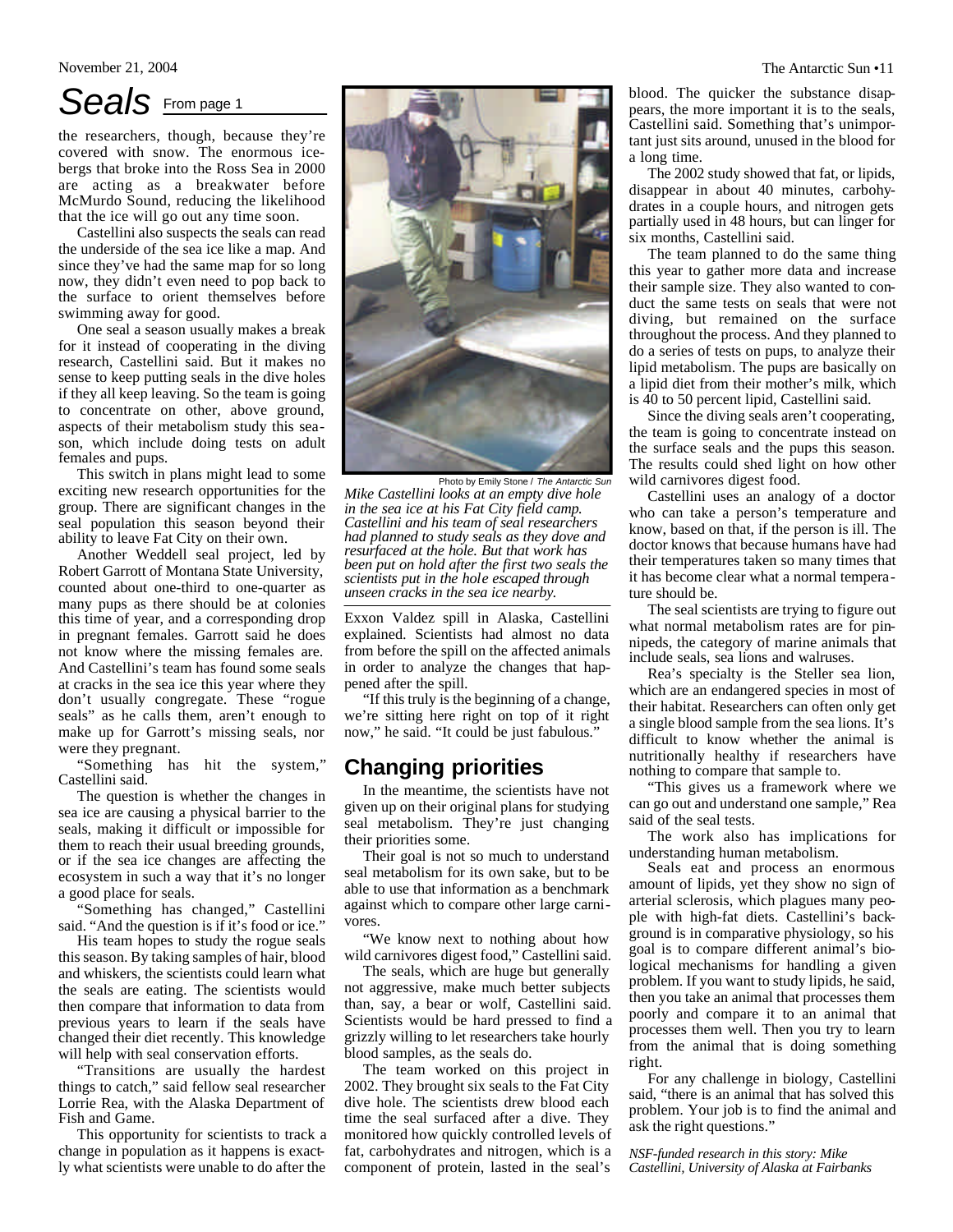# Seals From page 1

the researchers, though, because they're covered with snow. The enormous icebergs that broke into the Ross Sea in 2000 are acting as a breakwater before McMurdo Sound, reducing the likelihood that the ice will go out any time soon.

Castellini also suspects the seals can read the underside of the sea ice like a map. And since they've had the same map for so long now, they didn't even need to pop back to the surface to orient themselves before swimming away for good.

One seal a season usually makes a break for it instead of cooperating in the diving research, Castellini said. But it makes no sense to keep putting seals in the dive holes if they all keep leaving. So the team is going to concentrate on other, above ground, aspects of their metabolism study this season, which include doing tests on adult females and pups.

This switch in plans might lead to some exciting new research opportunities for the group. There are significant changes in the seal population this season beyond their ability to leave Fat City on their own.

Another Weddell seal project, led by Robert Garrott of Montana State University, counted about one-third to one-quarter as many pups as there should be at colonies this time of year, and a corresponding drop in pregnant females. Garrott said he does not know where the missing females are. And Castellini's team has found some seals at cracks in the sea ice this year where they don't usually congregate. These "rogue seals" as he calls them, aren't enough to make up for Garrott's missing seals, nor were they pregnant.

"Something has hit the system," Castellini said.

The question is whether the changes in sea ice are causing a physical barrier to the seals, making it difficult or impossible for them to reach their usual breeding grounds, or if the sea ice changes are affecting the ecosystem in such a way that it's no longer a good place for seals.

"Something has changed," Castellini said. "And the question is if it's food or ice."

His team hopes to study the rogue seals this season. By taking samples of hair, blood and whiskers, the scientists could learn what the seals are eating. The scientists would then compare that information to data from previous years to learn if the seals have changed their diet recently. This knowledge will help with seal conservation efforts.

"Transitions are usually the hardest things to catch," said fellow seal researcher Lorrie Rea, with the Alaska Department of Fish and Game.

This opportunity for scientists to track a change in population as it happens is exactly what scientists were unable to do after the Exxon Valdez spill in Alaska, Castellini explained. Scientists had almost no data from before the spill on the affected animals in order to analyze the changes that happened after the spill.

"If this truly is the beginning of a change, we're sitting here right on top of it right now," he said. "It could be just fabulous."

Photo by Emily Stone / *The Antarctic Sun*

*Mike Castellini looks at an empty dive hole in the sea ice at his Fat City field camp. Castellini and his team of seal researchers had planned to study seals as they dove and resurfaced at the hole. But that work has been put on hold after the first two seals the scientists put in the hole escaped through unseen cracks in the sea ice nearby.*

## Changing priorities

In the meantime, the scientists have not given up on their original plans for studying seal metabolism. They're just changing their priorities some.

Their goal is not so much to understand seal metabolism for its own sake, but to be able to use that information as a benchmark against which to compare other large carnivores.

"We know next to nothing about how wild carnivores digest food," Castellini said.

The seals, which are huge but generally not aggressive, make much better subjects than, say, a bear or wolf, Castellini said. Scientists would be hard pressed to find a grizzly willing to let researchers take hourly blood samples, as the seals do.

The team worked on this project in 2002. They brought six seals to the Fat City dive hole. The scientists drew blood each time the seal surfaced after a dive. They monitored how quickly controlled levels of fat, carbohydrates and nitrogen, which is a component of protein, lasted in the seal's blood. The quicker the substance disappears, the more important it is to the seals, Castellini said. Something that's unimportant just sits around, unused in the blood for a long time.

The 2002 study showed that fat, or lipids, disappear in about 40 minutes, carbohydrates in a couple hours, and nitrogen gets partially used in 48 hours, but can linger for six months, Castellini said.

The team planned to do the same thing this year to gather more data and increase their sample size. They also wanted to conduct the same tests on seals that were not diving, but remained on the surface throughout the process. And they planned to do a series of tests on pups, to analyze their lipid metabolism. The pups are basically on a lipid diet from their mother's milk, which is 40 to 50 percent lipid, Castellini said.

Since the diving seals aren't cooperating, the team is going to concentrate instead on the surface seals and the pups this season. The results could shed light on how other wild carnivores digest food.

Castellini uses an analogy of a doctor who can take a person's temperature and know, based on that, if the person is ill. The doctor knows that because humans have had their temperatures taken so many times that it has become clear what a normal temperature should be.

The seal scientists are trying to figure out what normal metabolism rates are for pinnipeds, the category of marine animals that include seals, sea lions and walruses.

Rea's specialty is the Steller sea lion, which are an endangered species in most of their habitat. Researchers can often only get a single blood sample from the sea lions. It's difficult to know whether the animal is nutritionally healthy if researchers have nothing to compare that sample to.

"This gives us a framework where we can go out and understand one sample," Rea said of the seal tests.

The work also has implications for understanding human metabolism.

Seals eat and process an enormous amount of lipids, yet they show no sign of arterial sclerosis, which plagues many people with high-fat diets. Castellini's background is in comparative physiology, so his goal is to compare different animal's biological mechanisms for handling a given problem. If you want to study lipids, he said, then you take an animal that processes them poorly and compare it to an animal that processes them well. Then you try to learn from the animal that is doing something right.

For any challenge in biology, Castellini said, "there is an animal that has solved this problem. Your job is to find the animal and ask the right questions."

*NSF-funded research in this story: Mike Castellini, University of Alaska at Fairbanks*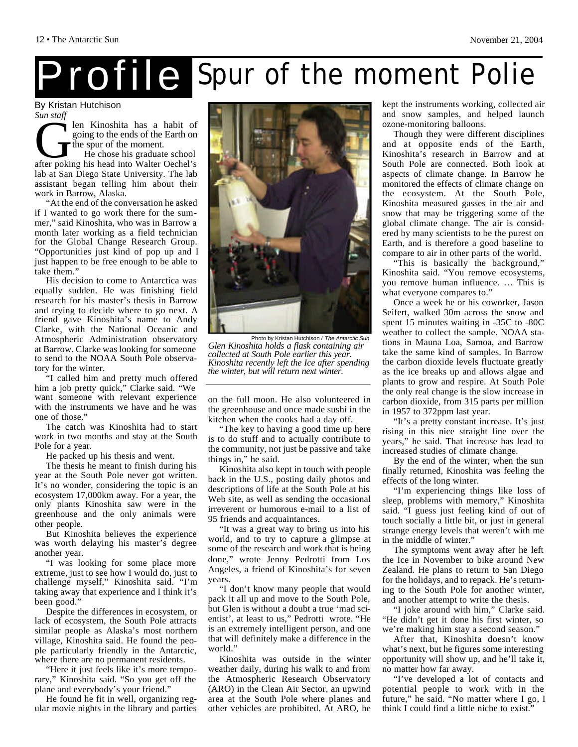# Profile Spur of the moment Polie

By Kristan Hutchison
*Sun staff*

Glen Kinoshita has a habit of going to the ends of the Earth on the spur of the moment.

He chose his graduate school after poking his head into Walter Oechel's lab at San Diego State University. The lab assistant began telling him about their work in Barrow, Alaska.

"At the end of the conversation he asked if I wanted to go work there for the summer," said Kinoshita, who was in Barrow a month later working as a field technician for the Global Change Research Group. "Opportunities just kind of pop up and I just happen to be free enough to be able to take them."

His decision to come to Antarctica was equally sudden. He was finishing field research for his master's thesis in Barrow and trying to decide where to go next. A friend gave Kinoshita's name to Andy Clarke, with the National Oceanic and Atmospheric Administration observatory at Barrow. Clarke was looking for someone to send to the NOAA South Pole observatory for the winter.

"I called him and pretty much offered him a job pretty quick," Clarke said. "We want someone with relevant experience with the instruments we have and he was one of those."

The catch was Kinoshita had to start work in two months and stay at the South Pole for a year.

He packed up his thesis and went.

The thesis he meant to finish during his year at the South Pole never got written. It's no wonder, considering the topic is an ecosystem 17,000km away. For a year, the only plants Kinoshita saw were in the greenhouse and the only animals were other people.

But Kinoshita believes the experience was worth delaying his master's degree another year.

"I was looking for some place more extreme, just to see how I would do, just to challenge myself," Kinoshita said. "I'm taking away that experience and I think it's been good."

Despite the differences in ecosystem, or lack of ecosystem, the South Pole attracts similar people as Alaska's most northern village, Kinoshita said. He found the people particularly friendly in the Antarctic, where there are no permanent residents.

"Here it just feels like it's more temporary," Kinoshita said. "So you get off the plane and everybody's your friend."

He found he fit in well, organizing regular movie nights in the library and parties on the full moon. He also volunteered in the greenhouse and once made sushi in the kitchen when the cooks had a day off.

Photo by Kristan Hutchison / *The Antarctic Sun*
*Glen Kinoshita holds a flask containing air collected at South Pole earlier this year. Kinoshita recently left the Ice after spending the winter, but will return next winter.*

"The key to having a good time up here is to do stuff and to actually contribute to the community, not just be passive and take things in," he said.

Kinoshita also kept in touch with people back in the U.S., posting daily photos and descriptions of life at the South Pole at his Web site, as well as sending the occasional irreverent or humorous e-mail to a list of 95 friends and acquaintances.

"It was a great way to bring us into his world, and to try to capture a glimpse at some of the research and work that is being done," wrote Jenny Pedrotti from Los Angeles, a friend of Kinoshita's for seven years.

"I don't know many people that would pack it all up and move to the South Pole, but Glen is without a doubt a true 'mad scientist', at least to us," Pedrotti wrote. "He is an extremely intelligent person, and one that will definitely make a difference in the world."

Kinoshita was outside in the winter weather daily, during his walk to and from the Atmospheric Research Observatory (ARO) in the Clean Air Sector, an upwind area at the South Pole where planes and other vehicles are prohibited. At ARO, he kept the instruments working, collected air and snow samples, and helped launch ozone-monitoring balloons.

Though they were different disciplines and at opposite ends of the Earth, Kinoshita's research in Barrow and at South Pole are connected. Both look at aspects of climate change. In Barrow he monitored the effects of climate change on the ecosystem. At the South Pole, Kinoshita measured gasses in the air and snow that may be triggering some of the global climate change. The air is considered by many scientists to be the purest on Earth, and is therefore a good baseline to compare to air in other parts of the world.

"This is basically the background," Kinoshita said. "You remove ecosystems, you remove human influence. … This is what everyone compares to."

Once a week he or his coworker, Jason Seifert, walked 30m across the snow and spent 15 minutes waiting in -35C to -80C weather to collect the sample. NOAA stations in Mauna Loa, Samoa, and Barrow take the same kind of samples. In Barrow the carbon dioxide levels fluctuate greatly as the ice breaks up and allows algae and plants to grow and respire. At South Pole the only real change is the slow increase in carbon dioxide, from 315 parts per million in 1957 to 372ppm last year.

"It's a pretty constant increase. It's just rising in this nice straight line over the years," he said. That increase has lead to increased studies of climate change.

By the end of the winter, when the sun finally returned, Kinoshita was feeling the effects of the long winter.

"I'm experiencing things like loss of sleep, problems with memory," Kinoshita said. "I guess just feeling kind of out of touch socially a little bit, or just in general strange energy levels that weren't with me in the middle of winter."

The symptoms went away after he left the Ice in November to bike around New Zealand. He plans to return to San Diego for the holidays, and to repack. He's returning to the South Pole for another winter, and another attempt to write the thesis.

"I joke around with him," Clarke said. "He didn't get it done his first winter, so we're making him stay a second season."

After that, Kinoshita doesn't know what's next, but he figures some interesting opportunity will show up, and he'll take it, no matter how far away.

"I've developed a lot of contacts and potential people to work with in the future," he said. "No matter where I go, I think I could find a little niche to exist."